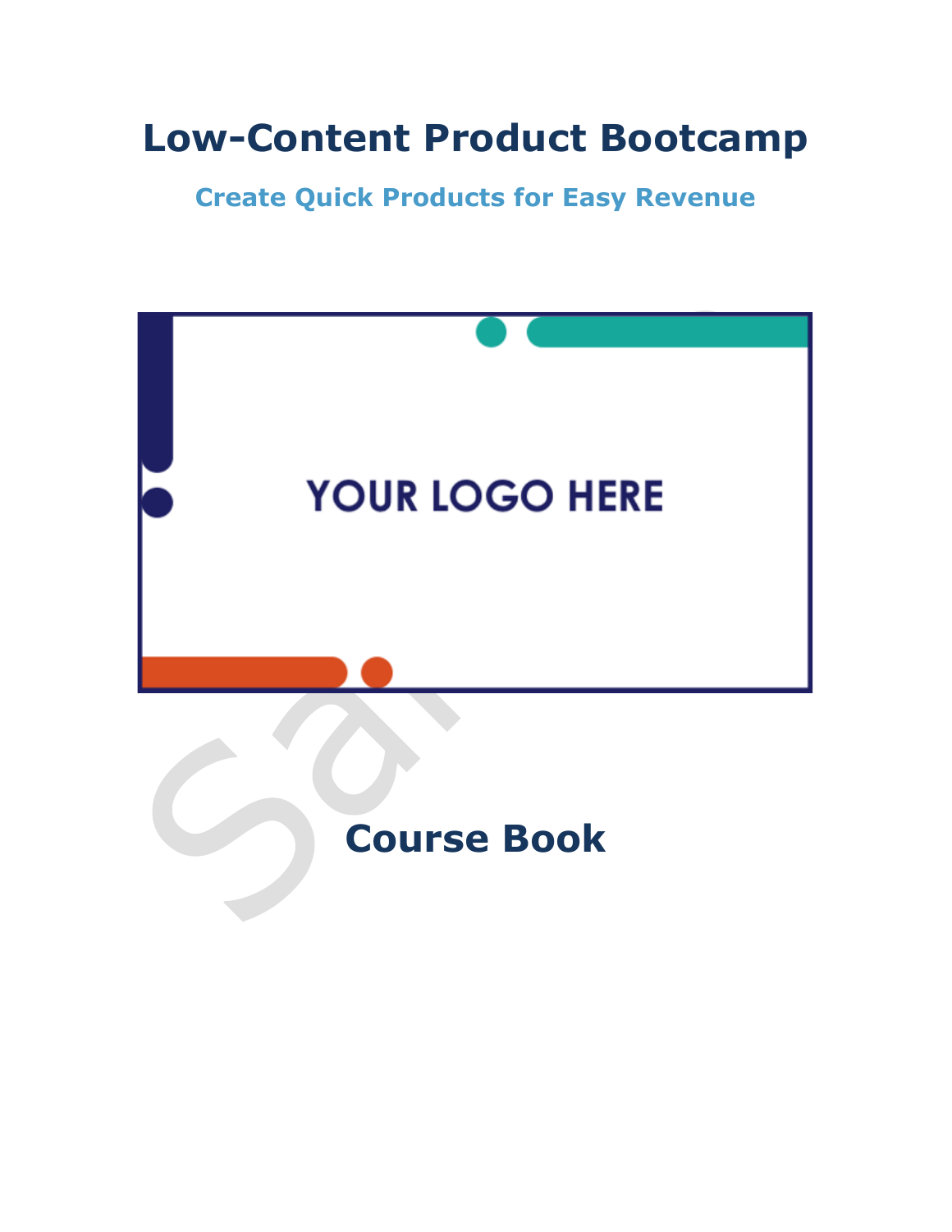# Low-Content Product Bootcamp

## Create Quick Products for Easy Revenue

YOUR LOGO HERE

## Course Book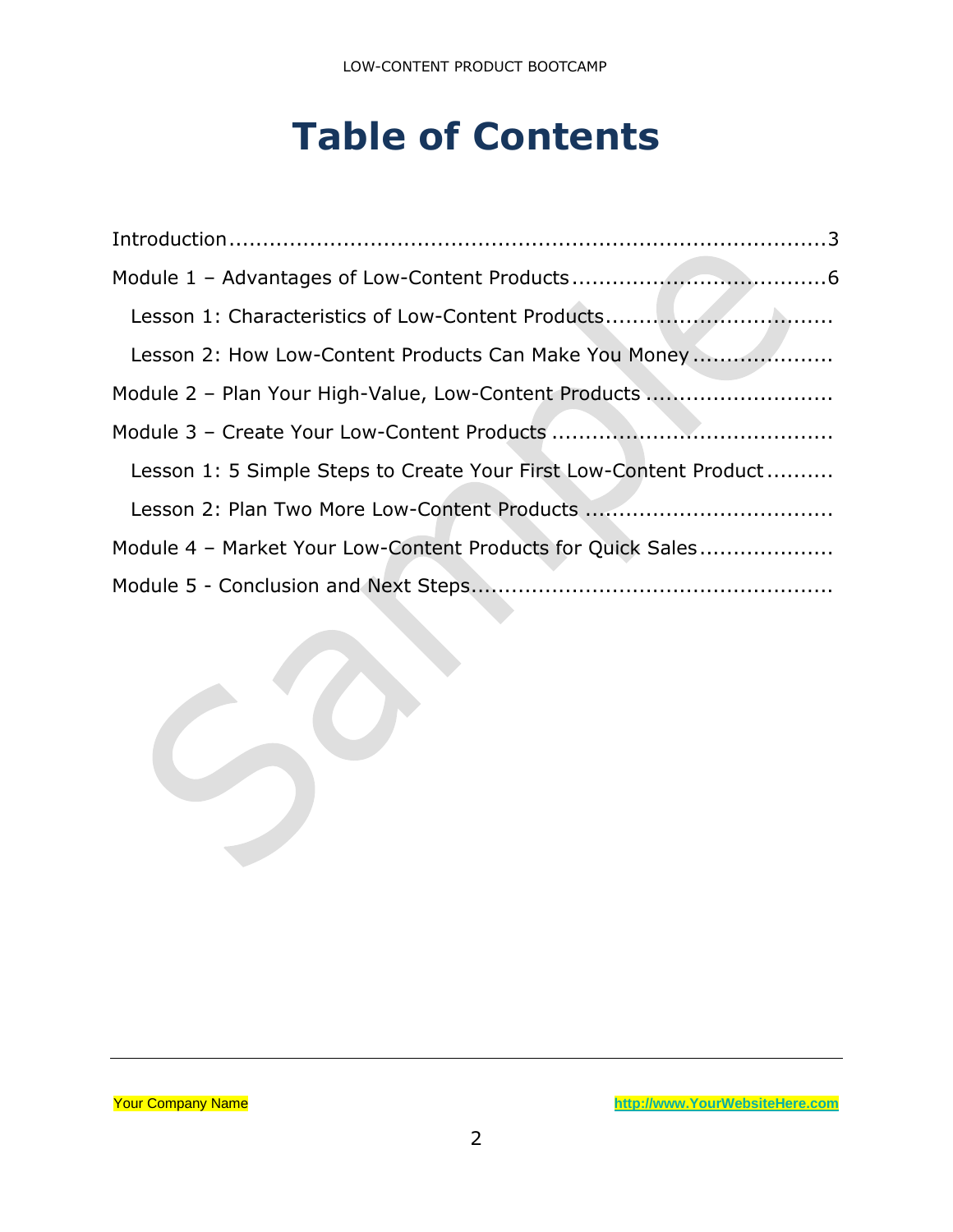# Table of Contents

Introduction.............................................................................3

Module 1 – Advantages of Low-Content Products....................................6

  Lesson 1: Characteristics of Low-Content Products.................................

  Lesson 2: How Low-Content Products Can Make You Money....................

Module 2 – Plan Your High-Value, Low-Content Products ...........................

Module 3 – Create Your Low-Content Products .........................................

  Lesson 1: 5 Simple Steps to Create Your First Low-Content Product..........

  Lesson 2: Plan Two More Low-Content Products ....................................

Module 4 – Market Your Low-Content Products for Quick Sales...................

Module 5 - Conclusion and Next Steps.....................................................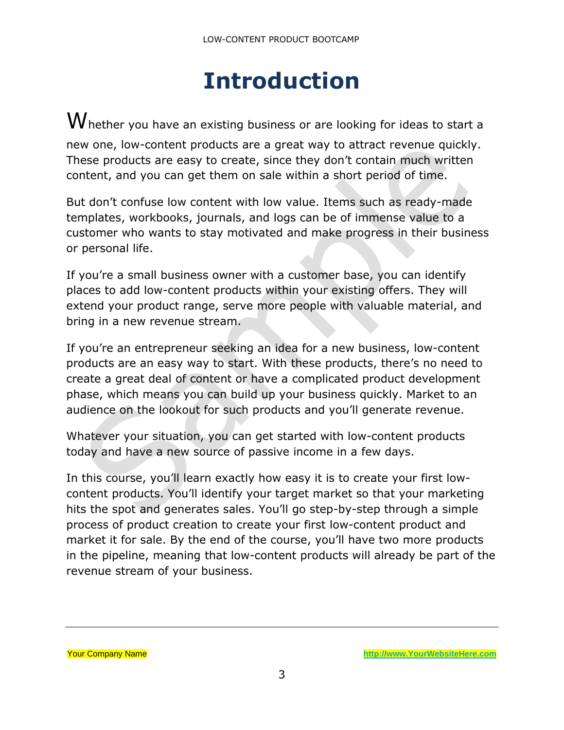# Introduction

Whether you have an existing business or are looking for ideas to start a new one, low-content products are a great way to attract revenue quickly. These products are easy to create, since they don't contain much written content, and you can get them on sale within a short period of time.

But don't confuse low content with low value. Items such as ready-made templates, workbooks, journals, and logs can be of immense value to a customer who wants to stay motivated and make progress in their business or personal life.

If you're a small business owner with a customer base, you can identify places to add low-content products within your existing offers. They will extend your product range, serve more people with valuable material, and bring in a new revenue stream.

If you're an entrepreneur seeking an idea for a new business, low-content products are an easy way to start. With these products, there's no need to create a great deal of content or have a complicated product development phase, which means you can build up your business quickly. Market to an audience on the lookout for such products and you'll generate revenue.

Whatever your situation, you can get started with low-content products today and have a new source of passive income in a few days.

In this course, you'll learn exactly how easy it is to create your first low-content products. You'll identify your target market so that your marketing hits the spot and generates sales. You'll go step-by-step through a simple process of product creation to create your first low-content product and market it for sale. By the end of the course, you'll have two more products in the pipeline, meaning that low-content products will already be part of the revenue stream of your business.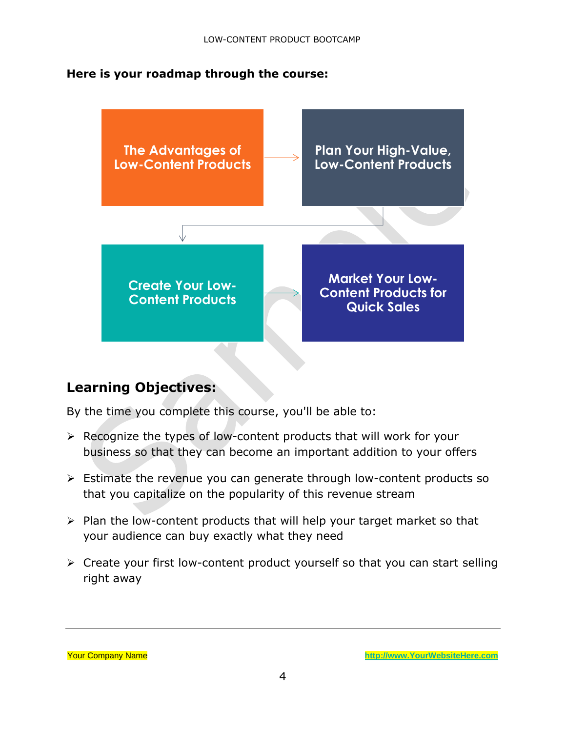**Here is your roadmap through the course:**

The Advantages of Low-Content Products → Plan Your High-Value, Low-Content Products → Create Your Low-Content Products → Market Your Low-Content Products for Quick Sales

## Learning Objectives:

By the time you complete this course, you'll be able to:

- Recognize the types of low-content products that will work for your business so that they can become an important addition to your offers
- Estimate the revenue you can generate through low-content products so that you capitalize on the popularity of this revenue stream
- Plan the low-content products that will help your target market so that your audience can buy exactly what they need
- Create your first low-content product yourself so that you can start selling right away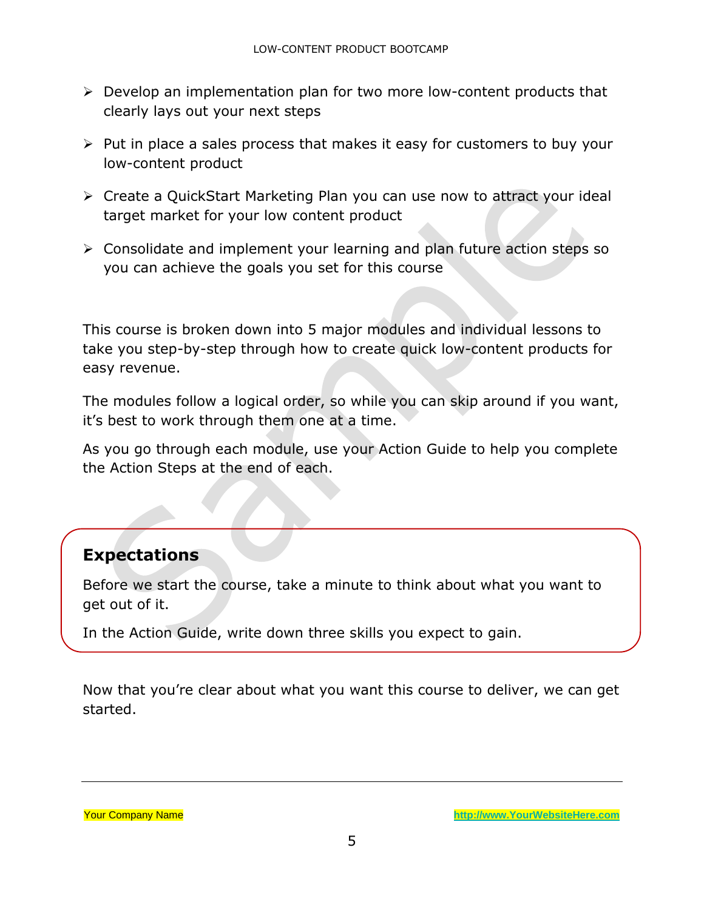- Develop an implementation plan for two more low-content products that clearly lays out your next steps
- Put in place a sales process that makes it easy for customers to buy your low-content product
- Create a QuickStart Marketing Plan you can use now to attract your ideal target market for your low content product
- Consolidate and implement your learning and plan future action steps so you can achieve the goals you set for this course

This course is broken down into 5 major modules and individual lessons to take you step-by-step through how to create quick low-content products for easy revenue.

The modules follow a logical order, so while you can skip around if you want, it's best to work through them one at a time.

As you go through each module, use your Action Guide to help you complete the Action Steps at the end of each.

## Expectations

Before we start the course, take a minute to think about what you want to get out of it.

In the Action Guide, write down three skills you expect to gain.

Now that you're clear about what you want this course to deliver, we can get started.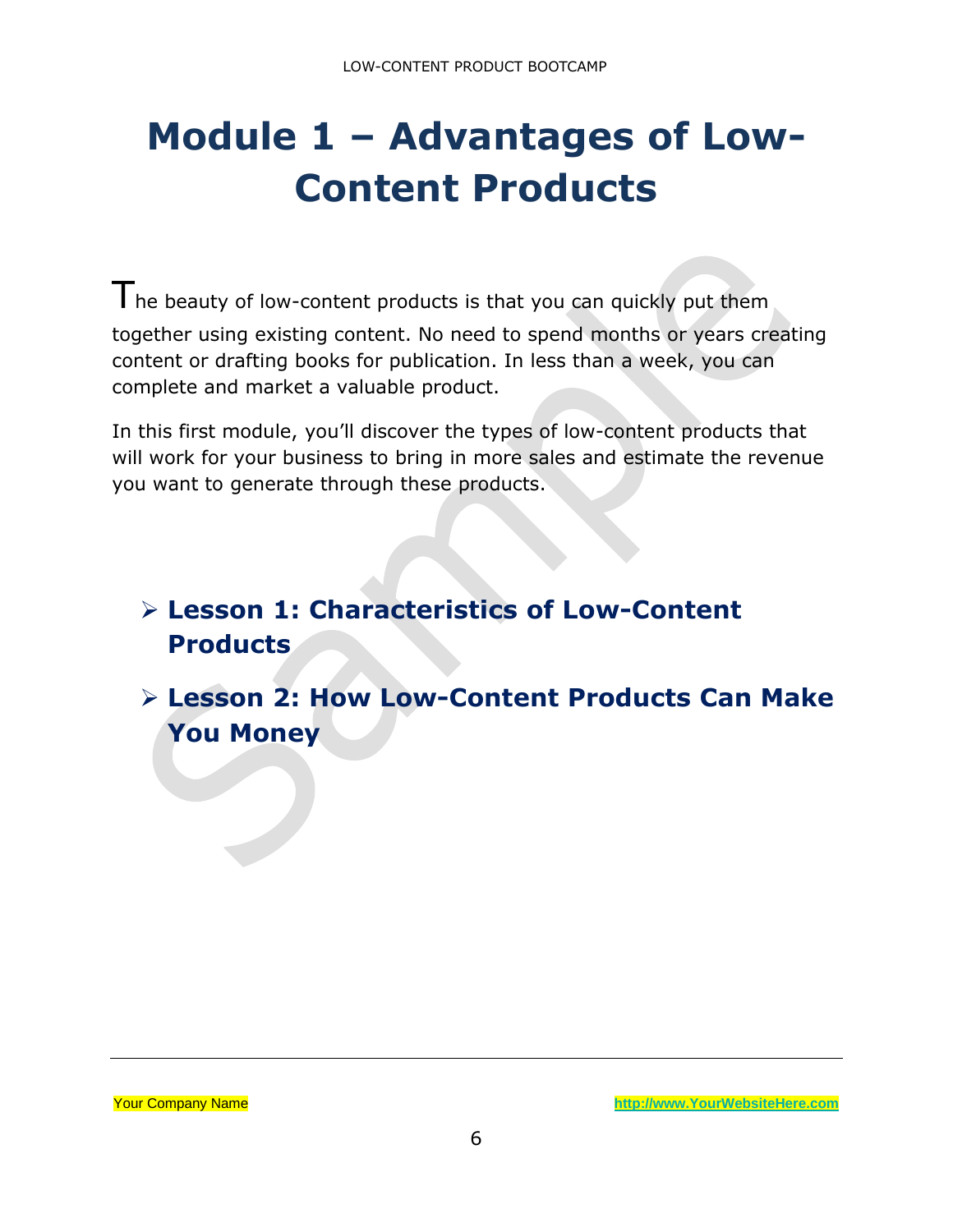# Module 1 – Advantages of Low-Content Products

The beauty of low-content products is that you can quickly put them together using existing content. No need to spend months or years creating content or drafting books for publication. In less than a week, you can complete and market a valuable product.

In this first module, you'll discover the types of low-content products that will work for your business to bring in more sales and estimate the revenue you want to generate through these products.

- **Lesson 1: Characteristics of Low-Content Products**
- **Lesson 2: How Low-Content Products Can Make You Money**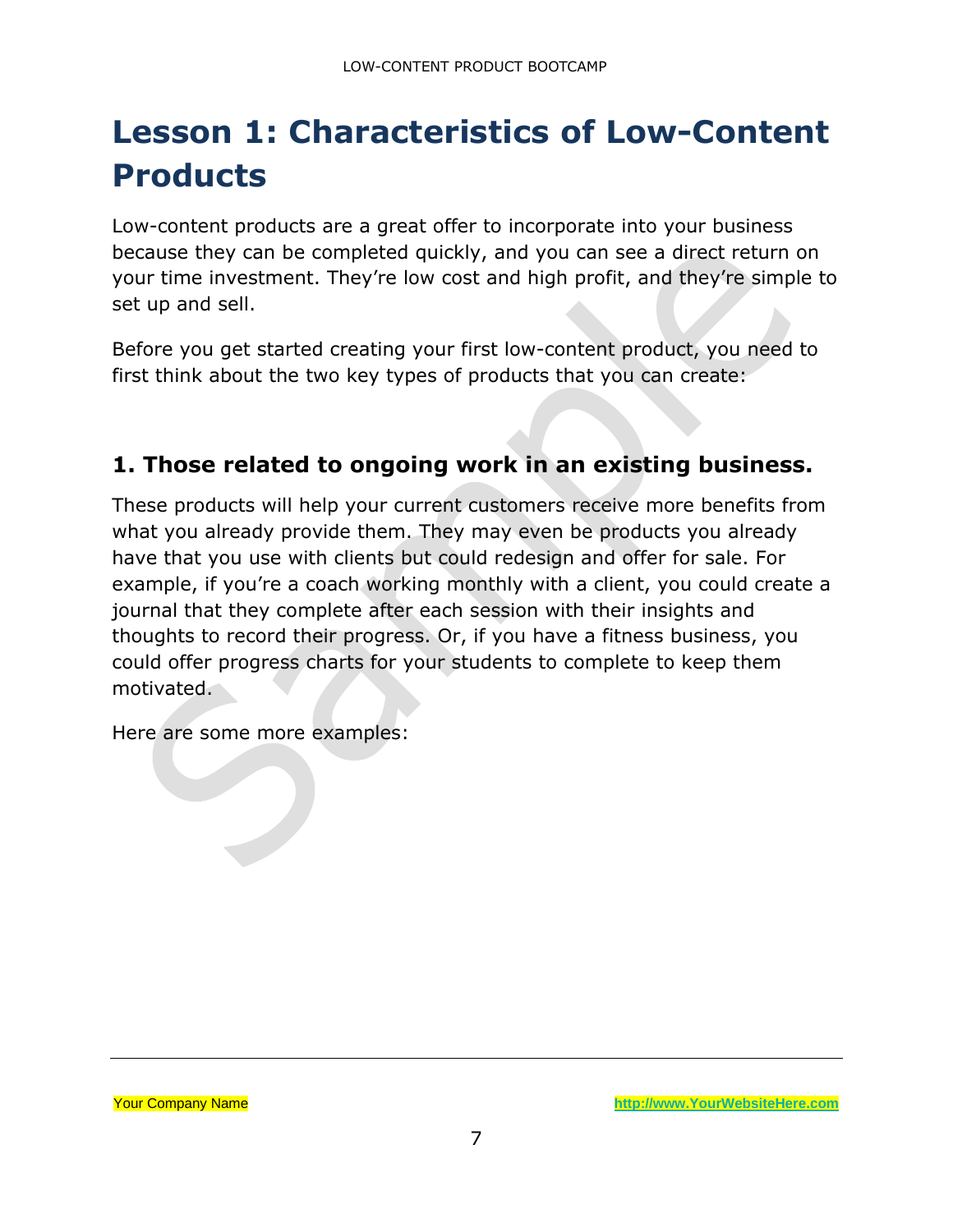# Lesson 1: Characteristics of Low-Content Products

Low-content products are a great offer to incorporate into your business because they can be completed quickly, and you can see a direct return on your time investment. They're low cost and high profit, and they're simple to set up and sell.

Before you get started creating your first low-content product, you need to first think about the two key types of products that you can create:

## 1. Those related to ongoing work in an existing business.

These products will help your current customers receive more benefits from what you already provide them. They may even be products you already have that you use with clients but could redesign and offer for sale. For example, if you're a coach working monthly with a client, you could create a journal that they complete after each session with their insights and thoughts to record their progress. Or, if you have a fitness business, you could offer progress charts for your students to complete to keep them motivated.

Here are some more examples: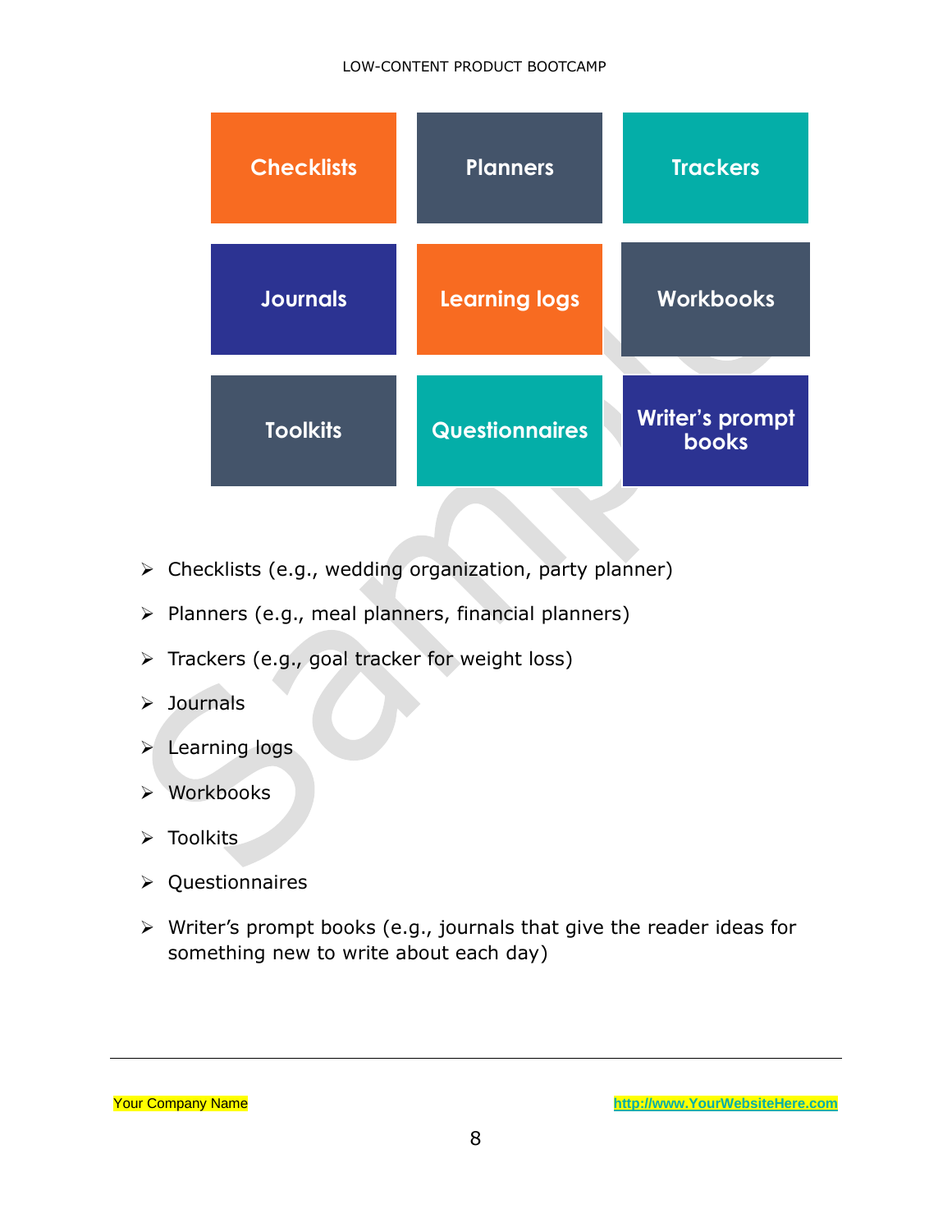| | | |
|---|---|---|
| Checklists | Planners | Trackers |
| Journals | Learning logs | Workbooks |
| Toolkits | Questionnaires | Writer's prompt books |

- Checklists (e.g., wedding organization, party planner)
- Planners (e.g., meal planners, financial planners)
- Trackers (e.g., goal tracker for weight loss)
- Journals
- Learning logs
- Workbooks
- Toolkits
- Questionnaires
- Writer's prompt books (e.g., journals that give the reader ideas for something new to write about each day)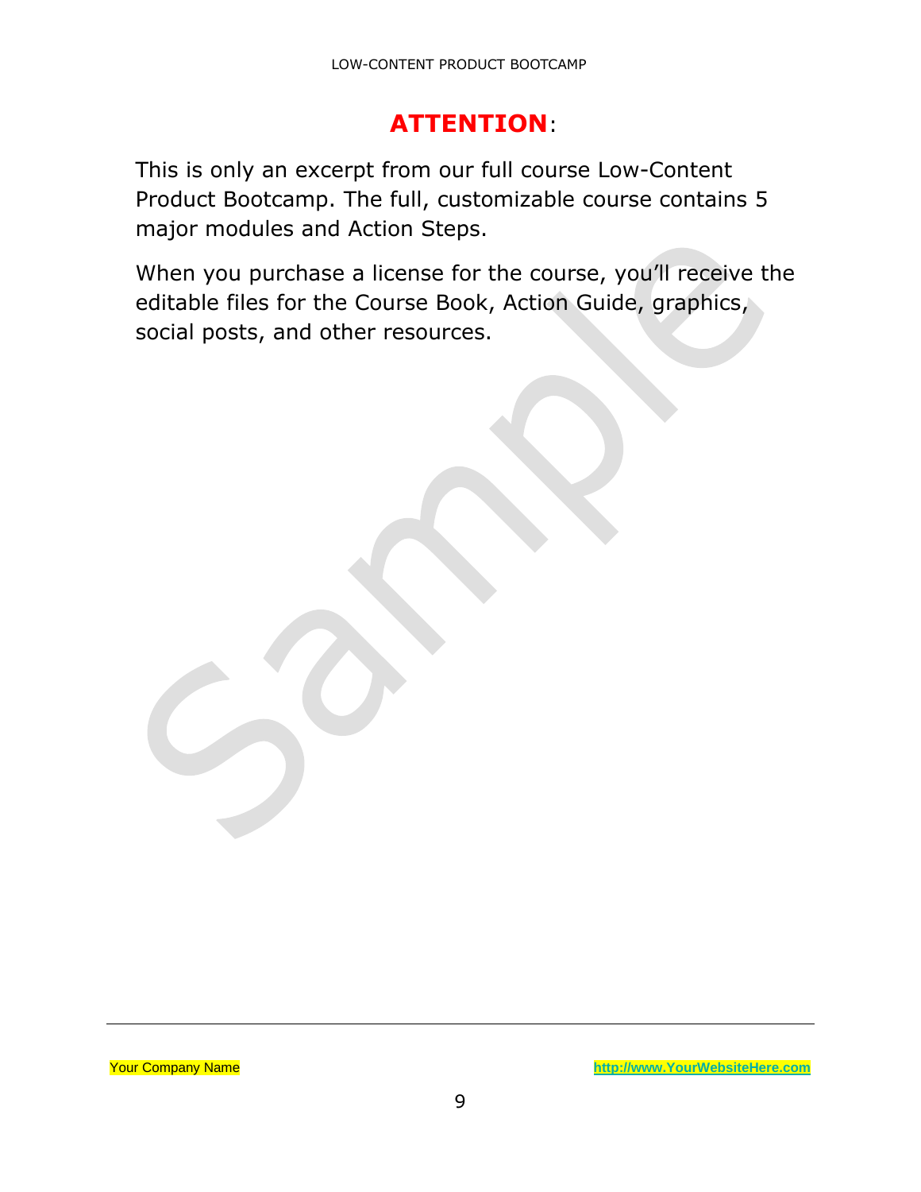# **ATTENTION**:

This is only an excerpt from our full course Low-Content Product Bootcamp. The full, customizable course contains 5 major modules and Action Steps.

When you purchase a license for the course, you'll receive the editable files for the Course Book, Action Guide, graphics, social posts, and other resources.